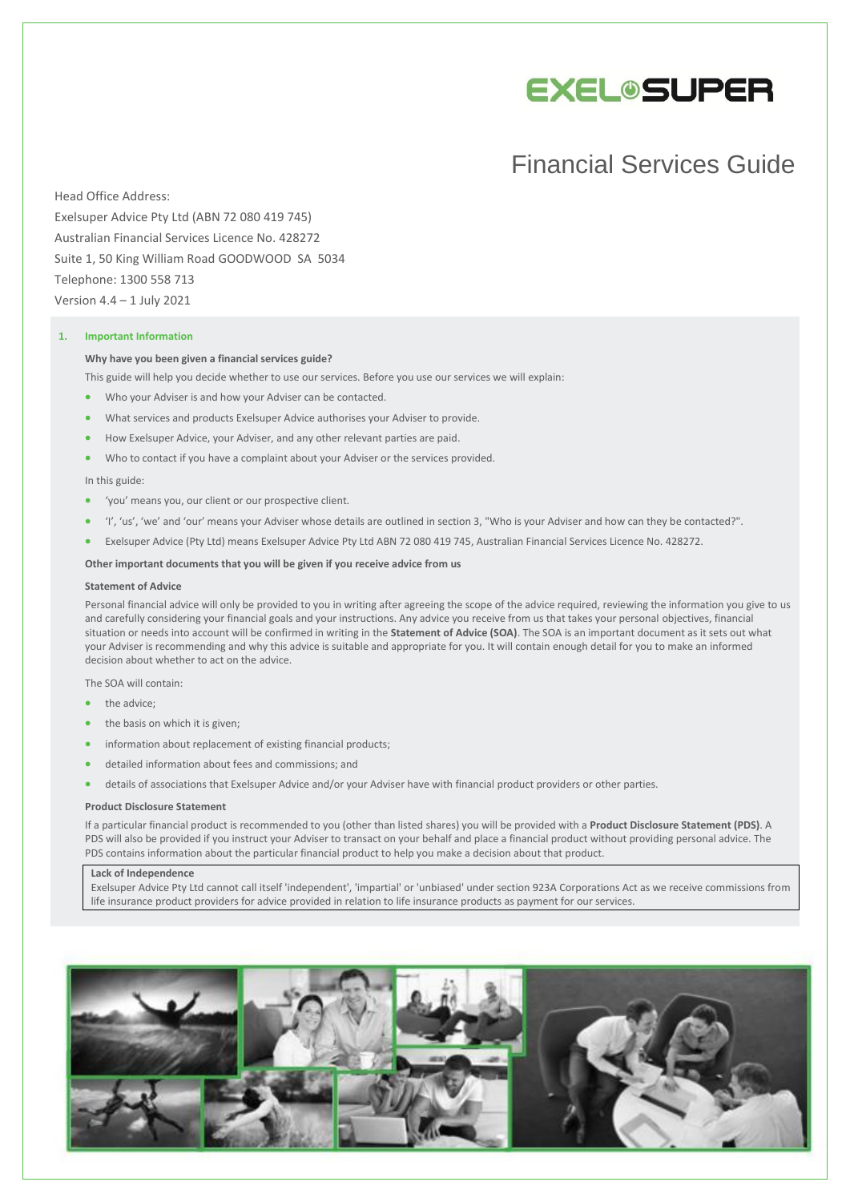# Financial Services Guide

Head Office Address:
Exelsuper Advice Pty Ltd (ABN 72 080 419 745)
Australian Financial Services Licence No. 428272
Suite 1, 50 King William Road GOODWOOD SA 5034
Telephone: 1300 558 713
Version 4.4 – 1 July 2021

## 1. Important Information

**Why have you been given a financial services guide?**

This guide will help you decide whether to use our services. Before you use our services we will explain:

- Who your Adviser is and how your Adviser can be contacted.
- What services and products Exelsuper Advice authorises your Adviser to provide.
- How Exelsuper Advice, your Adviser, and any other relevant parties are paid.
- Who to contact if you have a complaint about your Adviser or the services provided.

In this guide:

- 'you' means you, our client or our prospective client.
- 'I', 'us', 'we' and 'our' means your Adviser whose details are outlined in section 3, "Who is your Adviser and how can they be contacted?".
- Exelsuper Advice (Pty Ltd) means Exelsuper Advice Pty Ltd ABN 72 080 419 745, Australian Financial Services Licence No. 428272.

**Other important documents that you will be given if you receive advice from us**

**Statement of Advice**

Personal financial advice will only be provided to you in writing after agreeing the scope of the advice required, reviewing the information you give to us and carefully considering your financial goals and your instructions. Any advice you receive from us that takes your personal objectives, financial situation or needs into account will be confirmed in writing in the **Statement of Advice (SOA)**. The SOA is an important document as it sets out what your Adviser is recommending and why this advice is suitable and appropriate for you. It will contain enough detail for you to make an informed decision about whether to act on the advice.

The SOA will contain:

- the advice;
- the basis on which it is given;
- information about replacement of existing financial products;
- detailed information about fees and commissions; and
- details of associations that Exelsuper Advice and/or your Adviser have with financial product providers or other parties.

**Product Disclosure Statement**

If a particular financial product is recommended to you (other than listed shares) you will be provided with a **Product Disclosure Statement (PDS)**. A PDS will also be provided if you instruct your Adviser to transact on your behalf and place a financial product without providing personal advice. The PDS contains information about the particular financial product to help you make a decision about that product.

**Lack of Independence**

Exelsuper Advice Pty Ltd cannot call itself 'independent', 'impartial' or 'unbiased' under section 923A Corporations Act as we receive commissions from life insurance product providers for advice provided in relation to life insurance products as payment for our services.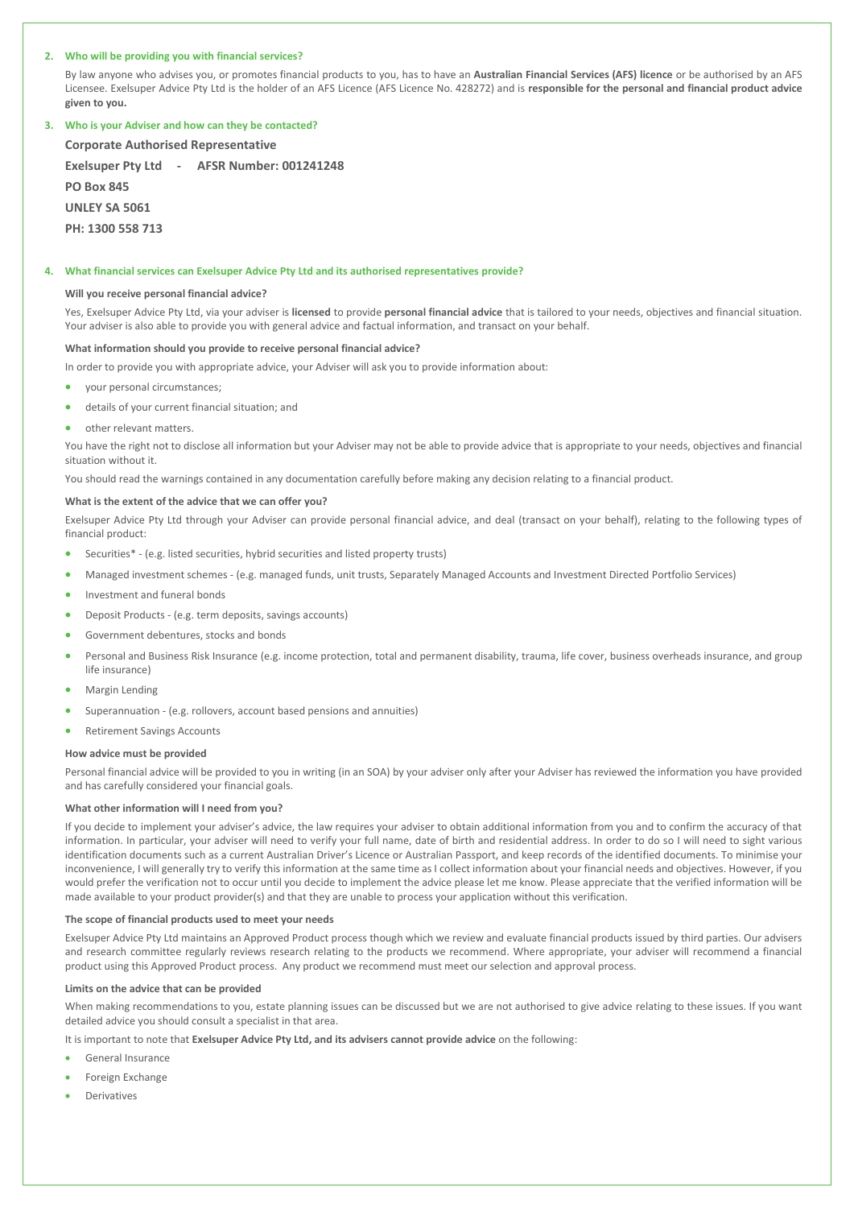## 2. Who will be providing you with financial services?

By law anyone who advises you, or promotes financial products to you, has to have an **Australian Financial Services (AFS) licence** or be authorised by an AFS Licensee. Exelsuper Advice Pty Ltd is the holder of an AFS Licence (AFS Licence No. 428272) and is **responsible for the personal and financial product advice given to you.**

## 3. Who is your Adviser and how can they be contacted?

**Corporate Authorised Representative**

**Exelsuper Pty Ltd - AFSR Number: 001241248**

**PO Box 845**

**UNLEY SA 5061**

**PH: 1300 558 713**

## 4. What financial services can Exelsuper Advice Pty Ltd and its authorised representatives provide?

### Will you receive personal financial advice?

Yes, Exelsuper Advice Pty Ltd, via your adviser is **licensed** to provide **personal financial advice** that is tailored to your needs, objectives and financial situation. Your adviser is also able to provide you with general advice and factual information, and transact on your behalf.

### What information should you provide to receive personal financial advice?

In order to provide you with appropriate advice, your Adviser will ask you to provide information about:

- your personal circumstances;
- details of your current financial situation; and
- other relevant matters.

You have the right not to disclose all information but your Adviser may not be able to provide advice that is appropriate to your needs, objectives and financial situation without it.

You should read the warnings contained in any documentation carefully before making any decision relating to a financial product.

### What is the extent of the advice that we can offer you?

Exelsuper Advice Pty Ltd through your Adviser can provide personal financial advice, and deal (transact on your behalf), relating to the following types of financial product:

- Securities* - (e.g. listed securities, hybrid securities and listed property trusts)
- Managed investment schemes - (e.g. managed funds, unit trusts, Separately Managed Accounts and Investment Directed Portfolio Services)
- Investment and funeral bonds
- Deposit Products - (e.g. term deposits, savings accounts)
- Government debentures, stocks and bonds
- Personal and Business Risk Insurance (e.g. income protection, total and permanent disability, trauma, life cover, business overheads insurance, and group life insurance)
- Margin Lending
- Superannuation - (e.g. rollovers, account based pensions and annuities)
- Retirement Savings Accounts

### How advice must be provided

Personal financial advice will be provided to you in writing (in an SOA) by your adviser only after your Adviser has reviewed the information you have provided and has carefully considered your financial goals.

### What other information will I need from you?

If you decide to implement your adviser's advice, the law requires your adviser to obtain additional information from you and to confirm the accuracy of that information. In particular, your adviser will need to verify your full name, date of birth and residential address. In order to do so I will need to sight various identification documents such as a current Australian Driver's Licence or Australian Passport, and keep records of the identified documents. To minimise your inconvenience, I will generally try to verify this information at the same time as I collect information about your financial needs and objectives. However, if you would prefer the verification not to occur until you decide to implement the advice please let me know. Please appreciate that the verified information will be made available to your product provider(s) and that they are unable to process your application without this verification.

### The scope of financial products used to meet your needs

Exelsuper Advice Pty Ltd maintains an Approved Product process though which we review and evaluate financial products issued by third parties. Our advisers and research committee regularly reviews research relating to the products we recommend. Where appropriate, your adviser will recommend a financial product using this Approved Product process. Any product we recommend must meet our selection and approval process.

### Limits on the advice that can be provided

When making recommendations to you, estate planning issues can be discussed but we are not authorised to give advice relating to these issues. If you want detailed advice you should consult a specialist in that area.

It is important to note that **Exelsuper Advice Pty Ltd, and its advisers cannot provide advice** on the following:

- General Insurance
- Foreign Exchange
- Derivatives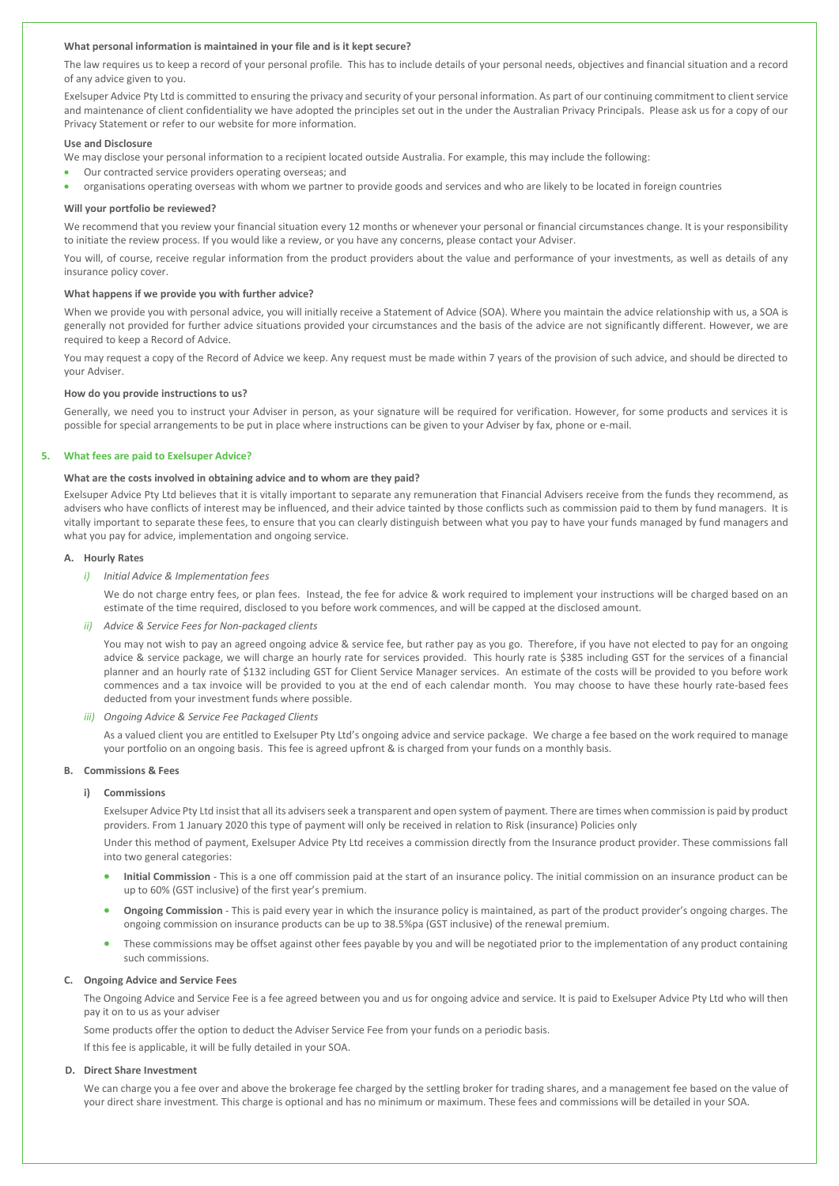**What personal information is maintained in your file and is it kept secure?**

The law requires us to keep a record of your personal profile. This has to include details of your personal needs, objectives and financial situation and a record of any advice given to you.

Exelsuper Advice Pty Ltd is committed to ensuring the privacy and security of your personal information. As part of our continuing commitment to client service and maintenance of client confidentiality we have adopted the principles set out in the under the Australian Privacy Principals. Please ask us for a copy of our Privacy Statement or refer to our website for more information.

**Use and Disclosure**

We may disclose your personal information to a recipient located outside Australia. For example, this may include the following:

- Our contracted service providers operating overseas; and
- organisations operating overseas with whom we partner to provide goods and services and who are likely to be located in foreign countries

**Will your portfolio be reviewed?**

We recommend that you review your financial situation every 12 months or whenever your personal or financial circumstances change. It is your responsibility to initiate the review process. If you would like a review, or you have any concerns, please contact your Adviser.

You will, of course, receive regular information from the product providers about the value and performance of your investments, as well as details of any insurance policy cover.

**What happens if we provide you with further advice?**

When we provide you with personal advice, you will initially receive a Statement of Advice (SOA). Where you maintain the advice relationship with us, a SOA is generally not provided for further advice situations provided your circumstances and the basis of the advice are not significantly different. However, we are required to keep a Record of Advice.

You may request a copy of the Record of Advice we keep. Any request must be made within 7 years of the provision of such advice, and should be directed to your Adviser.

**How do you provide instructions to us?**

Generally, we need you to instruct your Adviser in person, as your signature will be required for verification. However, for some products and services it is possible for special arrangements to be put in place where instructions can be given to your Adviser by fax, phone or e-mail.

## 5. What fees are paid to Exelsuper Advice?

**What are the costs involved in obtaining advice and to whom are they paid?**

Exelsuper Advice Pty Ltd believes that it is vitally important to separate any remuneration that Financial Advisers receive from the funds they recommend, as advisers who have conflicts of interest may be influenced, and their advice tainted by those conflicts such as commission paid to them by fund managers. It is vitally important to separate these fees, to ensure that you can clearly distinguish between what you pay to have your funds managed by fund managers and what you pay for advice, implementation and ongoing service.

### A. Hourly Rates

*i) Initial Advice & Implementation fees*

We do not charge entry fees, or plan fees. Instead, the fee for advice & work required to implement your instructions will be charged based on an estimate of the time required, disclosed to you before work commences, and will be capped at the disclosed amount.

*ii) Advice & Service Fees for Non-packaged clients*

You may not wish to pay an agreed ongoing advice & service fee, but rather pay as you go. Therefore, if you have not elected to pay for an ongoing advice & service package, we will charge an hourly rate for services provided. This hourly rate is $385 including GST for the services of a financial planner and an hourly rate of $132 including GST for Client Service Manager services. An estimate of the costs will be provided to you before work commences and a tax invoice will be provided to you at the end of each calendar month. You may choose to have these hourly rate-based fees deducted from your investment funds where possible.

*iii) Ongoing Advice & Service Fee Packaged Clients*

As a valued client you are entitled to Exelsuper Pty Ltd's ongoing advice and service package. We charge a fee based on the work required to manage your portfolio on an ongoing basis. This fee is agreed upfront & is charged from your funds on a monthly basis.

### B. Commissions & Fees

**i) Commissions**

Exelsuper Advice Pty Ltd insist that all its advisers seek a transparent and open system of payment. There are times when commission is paid by product providers. From 1 January 2020 this type of payment will only be received in relation to Risk (insurance) Policies only

Under this method of payment, Exelsuper Advice Pty Ltd receives a commission directly from the Insurance product provider. These commissions fall into two general categories:

- **Initial Commission** - This is a one off commission paid at the start of an insurance policy. The initial commission on an insurance product can be up to 60% (GST inclusive) of the first year's premium.
- **Ongoing Commission** - This is paid every year in which the insurance policy is maintained, as part of the product provider's ongoing charges. The ongoing commission on insurance products can be up to 38.5%pa (GST inclusive) of the renewal premium.
- These commissions may be offset against other fees payable by you and will be negotiated prior to the implementation of any product containing such commissions.

### C. Ongoing Advice and Service Fees

The Ongoing Advice and Service Fee is a fee agreed between you and us for ongoing advice and service. It is paid to Exelsuper Advice Pty Ltd who will then pay it on to us as your adviser

Some products offer the option to deduct the Adviser Service Fee from your funds on a periodic basis.

If this fee is applicable, it will be fully detailed in your SOA.

### D. Direct Share Investment

We can charge you a fee over and above the brokerage fee charged by the settling broker for trading shares, and a management fee based on the value of your direct share investment. This charge is optional and has no minimum or maximum. These fees and commissions will be detailed in your SOA.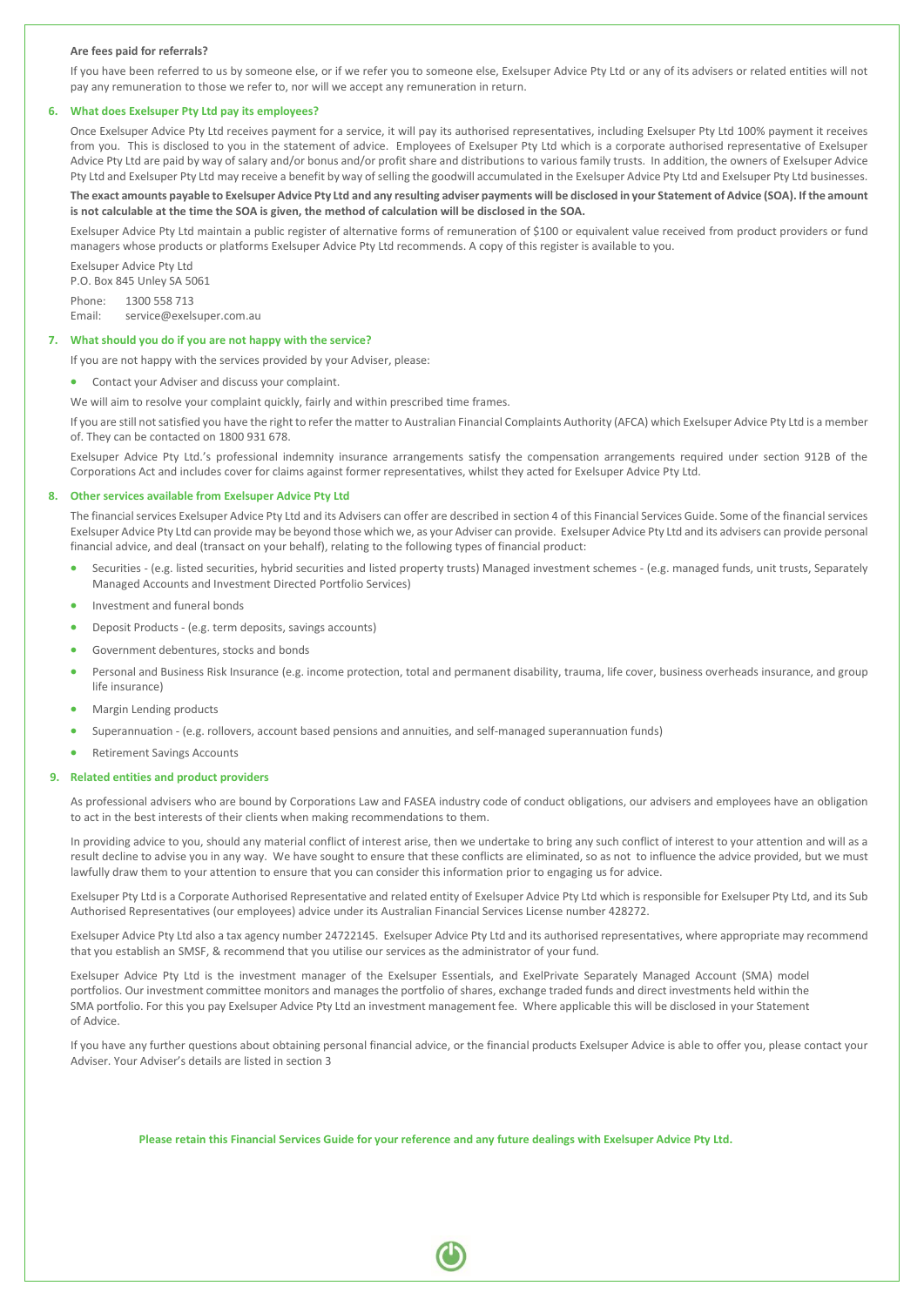**Are fees paid for referrals?**

If you have been referred to us by someone else, or if we refer you to someone else, Exelsuper Advice Pty Ltd or any of its advisers or related entities will not pay any remuneration to those we refer to, nor will we accept any remuneration in return.

## 6. What does Exelsuper Pty Ltd pay its employees?

Once Exelsuper Advice Pty Ltd receives payment for a service, it will pay its authorised representatives, including Exelsuper Pty Ltd 100% payment it receives from you. This is disclosed to you in the statement of advice. Employees of Exelsuper Pty Ltd which is a corporate authorised representative of Exelsuper Advice Pty Ltd are paid by way of salary and/or bonus and/or profit share and distributions to various family trusts. In addition, the owners of Exelsuper Advice Pty Ltd and Exelsuper Pty Ltd may receive a benefit by way of selling the goodwill accumulated in the Exelsuper Advice Pty Ltd and Exelsuper Pty Ltd businesses.

**The exact amounts payable to Exelsuper Advice Pty Ltd and any resulting adviser payments will be disclosed in your Statement of Advice (SOA). If the amount is not calculable at the time the SOA is given, the method of calculation will be disclosed in the SOA.**

Exelsuper Advice Pty Ltd maintain a public register of alternative forms of remuneration of $100 or equivalent value received from product providers or fund managers whose products or platforms Exelsuper Advice Pty Ltd recommends. A copy of this register is available to you.

Exelsuper Advice Pty Ltd
P.O. Box 845 Unley SA 5061

Phone: 1300 558 713
Email: service@exelsuper.com.au

## 7. What should you do if you are not happy with the service?

If you are not happy with the services provided by your Adviser, please:

- Contact your Adviser and discuss your complaint.

We will aim to resolve your complaint quickly, fairly and within prescribed time frames.

If you are still not satisfied you have the right to refer the matter to Australian Financial Complaints Authority (AFCA) which Exelsuper Advice Pty Ltd is a member of. They can be contacted on 1800 931 678.

Exelsuper Advice Pty Ltd.'s professional indemnity insurance arrangements satisfy the compensation arrangements required under section 912B of the Corporations Act and includes cover for claims against former representatives, whilst they acted for Exelsuper Advice Pty Ltd.

## 8. Other services available from Exelsuper Advice Pty Ltd

The financial services Exelsuper Advice Pty Ltd and its Advisers can offer are described in section 4 of this Financial Services Guide. Some of the financial services Exelsuper Advice Pty Ltd can provide may be beyond those which we, as your Adviser can provide. Exelsuper Advice Pty Ltd and its advisers can provide personal financial advice, and deal (transact on your behalf), relating to the following types of financial product:

- Securities - (e.g. listed securities, hybrid securities and listed property trusts) Managed investment schemes - (e.g. managed funds, unit trusts, Separately Managed Accounts and Investment Directed Portfolio Services)
- Investment and funeral bonds
- Deposit Products - (e.g. term deposits, savings accounts)
- Government debentures, stocks and bonds
- Personal and Business Risk Insurance (e.g. income protection, total and permanent disability, trauma, life cover, business overheads insurance, and group life insurance)
- Margin Lending products
- Superannuation - (e.g. rollovers, account based pensions and annuities, and self-managed superannuation funds)
- Retirement Savings Accounts

## 9. Related entities and product providers

As professional advisers who are bound by Corporations Law and FASEA industry code of conduct obligations, our advisers and employees have an obligation to act in the best interests of their clients when making recommendations to them.

In providing advice to you, should any material conflict of interest arise, then we undertake to bring any such conflict of interest to your attention and will as a result decline to advise you in any way. We have sought to ensure that these conflicts are eliminated, so as not to influence the advice provided, but we must lawfully draw them to your attention to ensure that you can consider this information prior to engaging us for advice.

Exelsuper Pty Ltd is a Corporate Authorised Representative and related entity of Exelsuper Advice Pty Ltd which is responsible for Exelsuper Pty Ltd, and its Sub Authorised Representatives (our employees) advice under its Australian Financial Services License number 428272.

Exelsuper Advice Pty Ltd also a tax agency number 24722145. Exelsuper Advice Pty Ltd and its authorised representatives, where appropriate may recommend that you establish an SMSF, & recommend that you utilise our services as the administrator of your fund.

Exelsuper Advice Pty Ltd is the investment manager of the Exelsuper Essentials, and ExelPrivate Separately Managed Account (SMA) model portfolios. Our investment committee monitors and manages the portfolio of shares, exchange traded funds and direct investments held within the SMA portfolio. For this you pay Exelsuper Advice Pty Ltd an investment management fee. Where applicable this will be disclosed in your Statement of Advice.

If you have any further questions about obtaining personal financial advice, or the financial products Exelsuper Advice is able to offer you, please contact your Adviser. Your Adviser's details are listed in section 3

**Please retain this Financial Services Guide for your reference and any future dealings with Exelsuper Advice Pty Ltd.**